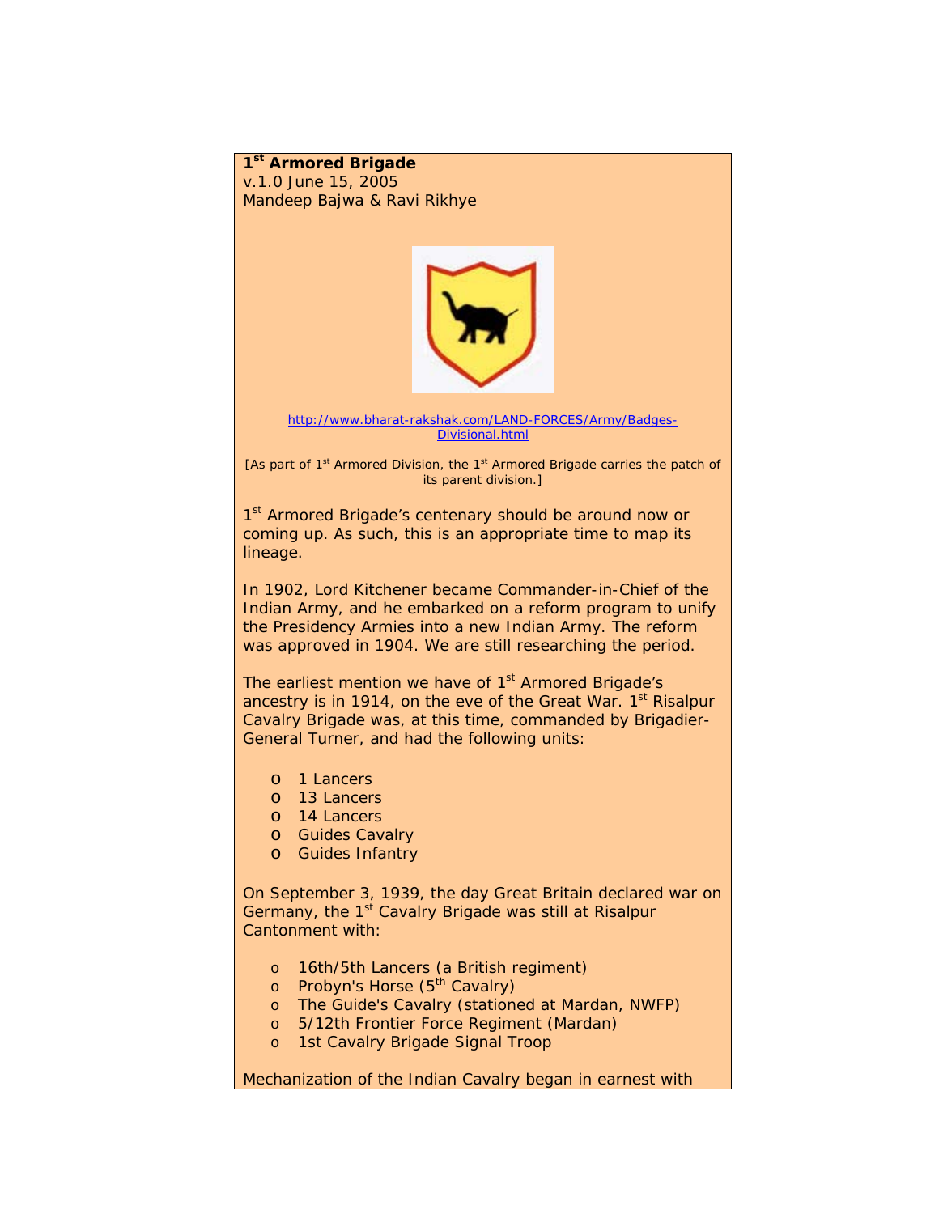# 1st Armored Brigade

v.1.0 June 15, 2005

Mandeep Bajwa & Ravi Rikhye

http://www.bharat-rakshak.com/LAND-FORCES/Army/Badges-Divisional.html

[As part of 1st Armored Division, the 1st Armored Brigade carries the patch of its parent division.]

1st Armored Brigade's centenary should be around now or coming up. As such, this is an appropriate time to map its lineage.

In 1902, Lord Kitchener became Commander-in-Chief of the Indian Army, and he embarked on a reform program to unify the Presidency Armies into a new Indian Army. The reform was approved in 1904. We are still researching the period.

The earliest mention we have of 1st Armored Brigade's ancestry is in 1914, on the eve of the Great War. 1st Risalpur Cavalry Brigade was, at this time, commanded by Brigadier-General Turner, and had the following units:

- 1 Lancers
- 13 Lancers
- 14 Lancers
- Guides Cavalry
- Guides Infantry

On September 3, 1939, the day Great Britain declared war on Germany, the 1st Cavalry Brigade was still at Risalpur Cantonment with:

- 16th/5th Lancers (a British regiment)
- Probyn's Horse (5th Cavalry)
- The Guide's Cavalry (stationed at Mardan, NWFP)
- 5/12th Frontier Force Regiment (Mardan)
- 1st Cavalry Brigade Signal Troop

Mechanization of the Indian Cavalry began in earnest with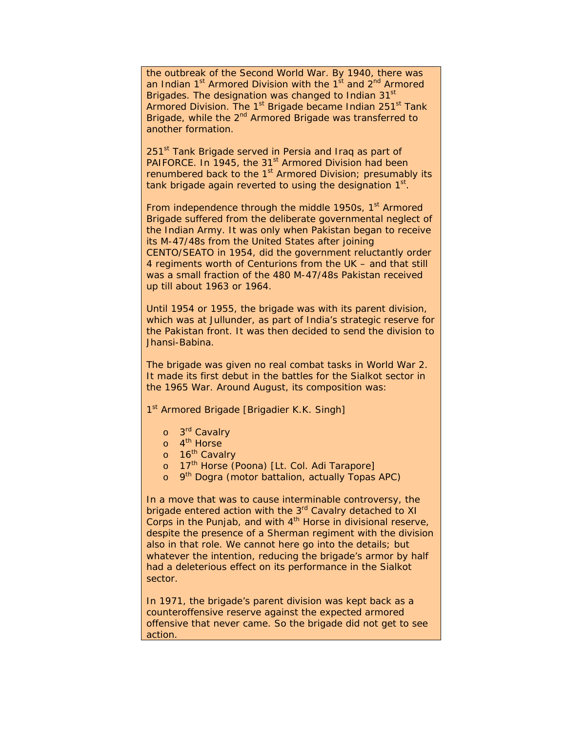the outbreak of the Second World War. By 1940, there was an Indian 1st Armored Division with the 1st and 2nd Armored Brigades. The designation was changed to Indian 31st Armored Division. The 1st Brigade became Indian 251st Tank Brigade, while the 2nd Armored Brigade was transferred to another formation.

251st Tank Brigade served in Persia and Iraq as part of PAIFORCE. In 1945, the 31st Armored Division had been renumbered back to the 1st Armored Division; presumably its tank brigade again reverted to using the designation 1st.

From independence through the middle 1950s, 1st Armored Brigade suffered from the deliberate governmental neglect of the Indian Army. It was only when Pakistan began to receive its M-47/48s from the United States after joining CENTO/SEATO in 1954, did the government reluctantly order 4 regiments worth of Centurions from the UK – and that still was a small fraction of the 480 M-47/48s Pakistan received up till about 1963 or 1964.

Until 1954 or 1955, the brigade was with its parent division, which was at Jullunder, as part of India's strategic reserve for the Pakistan front. It was then decided to send the division to Jhansi-Babina.

The brigade was given no real combat tasks in World War 2. It made its first debut in the battles for the Sialkot sector in the 1965 War. Around August, its composition was:

1st Armored Brigade [Brigadier K.K. Singh]

- 3rd Cavalry
- 4th Horse
- 16th Cavalry
- 17th Horse (Poona) [Lt. Col. Adi Tarapore]
- 9th Dogra (motor battalion, actually Topas APC)

In a move that was to cause interminable controversy, the brigade entered action with the 3rd Cavalry detached to XI Corps in the Punjab, and with 4th Horse in divisional reserve, despite the presence of a Sherman regiment with the division also in that role. We cannot here go into the details; but whatever the intention, reducing the brigade's armor by half had a deleterious effect on its performance in the Sialkot sector.

In 1971, the brigade's parent division was kept back as a counteroffensive reserve against the expected armored offensive that never came. So the brigade did not get to see action.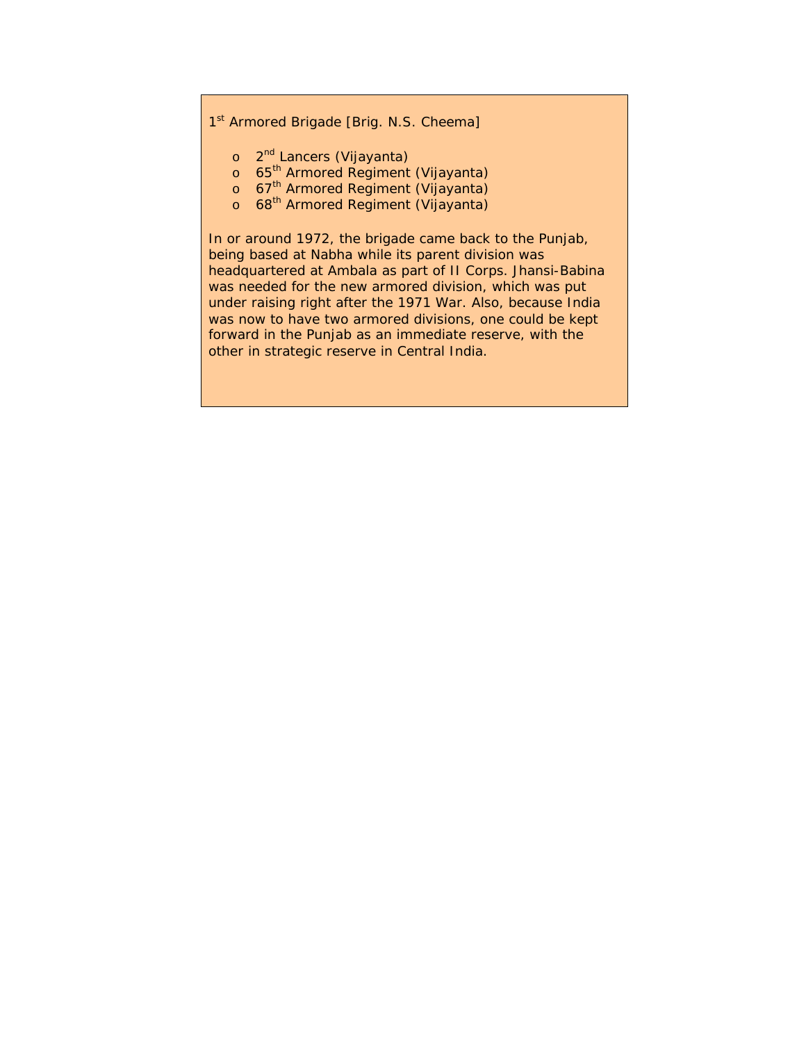1st Armored Brigade [Brig. N.S. Cheema]

- 2nd Lancers (Vijayanta)
- 65th Armored Regiment (Vijayanta)
- 67th Armored Regiment (Vijayanta)
- 68th Armored Regiment (Vijayanta)

In or around 1972, the brigade came back to the Punjab, being based at Nabha while its parent division was headquartered at Ambala as part of II Corps. Jhansi-Babina was needed for the new armored division, which was put under raising right after the 1971 War. Also, because India was now to have two armored divisions, one could be kept forward in the Punjab as an immediate reserve, with the other in strategic reserve in Central India.